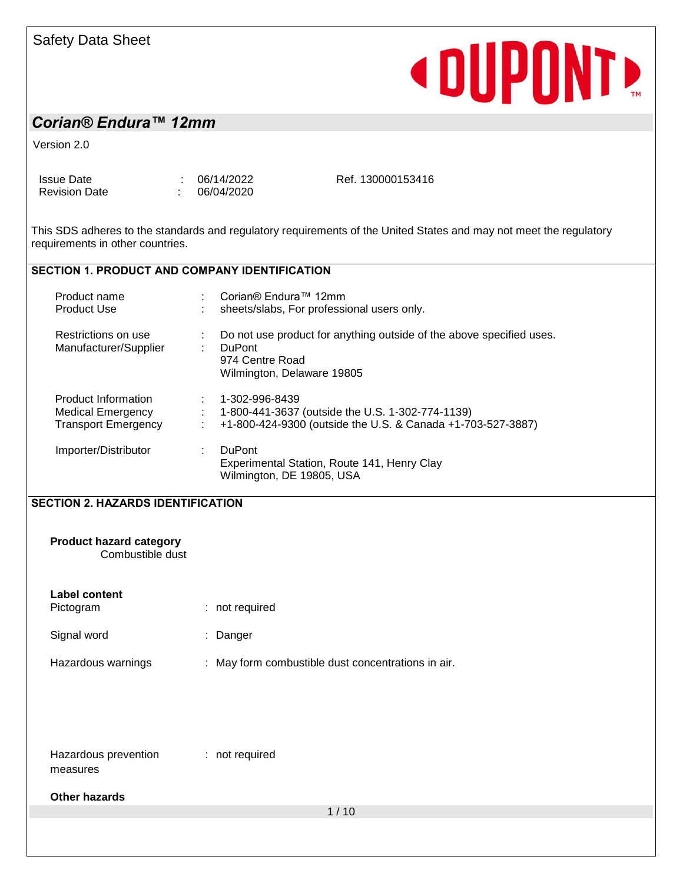Safety Data Sheet

**DUPONT**

## *Corian® Endura™ 12mm*

Version 2.0

| | | | |
|---|---|---|---|
| Issue Date | : | 06/14/2022 | Ref. 130000153416 |
| Revision Date | : | 06/04/2020 | |

This SDS adheres to the standards and regulatory requirements of the United States and may not meet the regulatory requirements in other countries.

### SECTION 1. PRODUCT AND COMPANY IDENTIFICATION

| | | |
|---|---|---|
| Product name | : | Corian® Endura™ 12mm |
| Product Use | : | sheets/slabs, For professional users only. |
| Restrictions on use | : | Do not use product for anything outside of the above specified uses. |
| Manufacturer/Supplier | : | DuPont<br>974 Centre Road<br>Wilmington, Delaware 19805 |
| Product Information | : | 1-302-996-8439 |
| Medical Emergency | : | 1-800-441-3637 (outside the U.S. 1-302-774-1139) |
| Transport Emergency | : | +1-800-424-9300 (outside the U.S. & Canada +1-703-527-3887) |
| Importer/Distributor | : | DuPont<br>Experimental Station, Route 141, Henry Clay<br>Wilmington, DE 19805, USA |

### SECTION 2. HAZARDS IDENTIFICATION

**Product hazard category**
Combustible dust

**Label content**

| | | |
|---|---|---|
| Pictogram | : | not required |
| Signal word | : | Danger |
| Hazardous warnings | : | May form combustible dust concentrations in air. |
| Hazardous prevention measures | : | not required |

**Other hazards**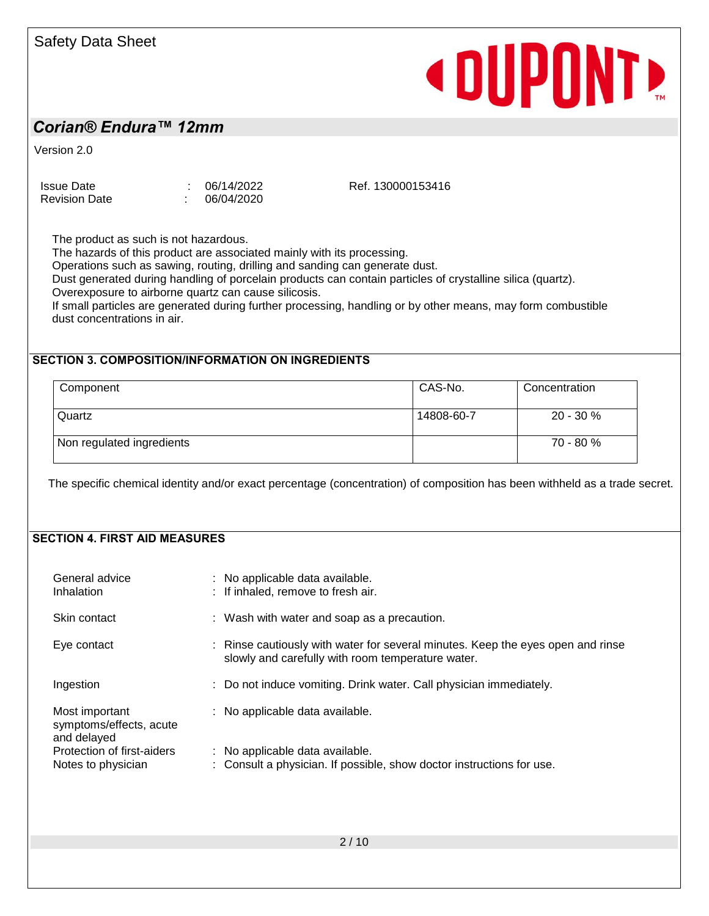The product as such is not hazardous.
The hazards of this product are associated mainly with its processing.
Operations such as sawing, routing, drilling and sanding can generate dust.
Dust generated during handling of porcelain products can contain particles of crystalline silica (quartz).
Overexposure to airborne quartz can cause silicosis.
If small particles are generated during further processing, handling or by other means, may form combustible dust concentrations in air.

## SECTION 3. COMPOSITION/INFORMATION ON INGREDIENTS

| Component | CAS-No. | Concentration |
|---|---|---|
| Quartz | 14808-60-7 | 20 - 30 % |
| Non regulated ingredients | | 70 - 80 % |

The specific chemical identity and/or exact percentage (concentration) of composition has been withheld as a trade secret.

## SECTION 4. FIRST AID MEASURES

| | |
|---|---|
| General advice | : No applicable data available. |
| Inhalation | : If inhaled, remove to fresh air. |
| Skin contact | : Wash with water and soap as a precaution. |
| Eye contact | : Rinse cautiously with water for several minutes. Keep the eyes open and rinse slowly and carefully with room temperature water. |
| Ingestion | : Do not induce vomiting. Drink water. Call physician immediately. |
| Most important symptoms/effects, acute and delayed | : No applicable data available. |
| Protection of first-aiders | : No applicable data available. |
| Notes to physician | : Consult a physician. If possible, show doctor instructions for use. |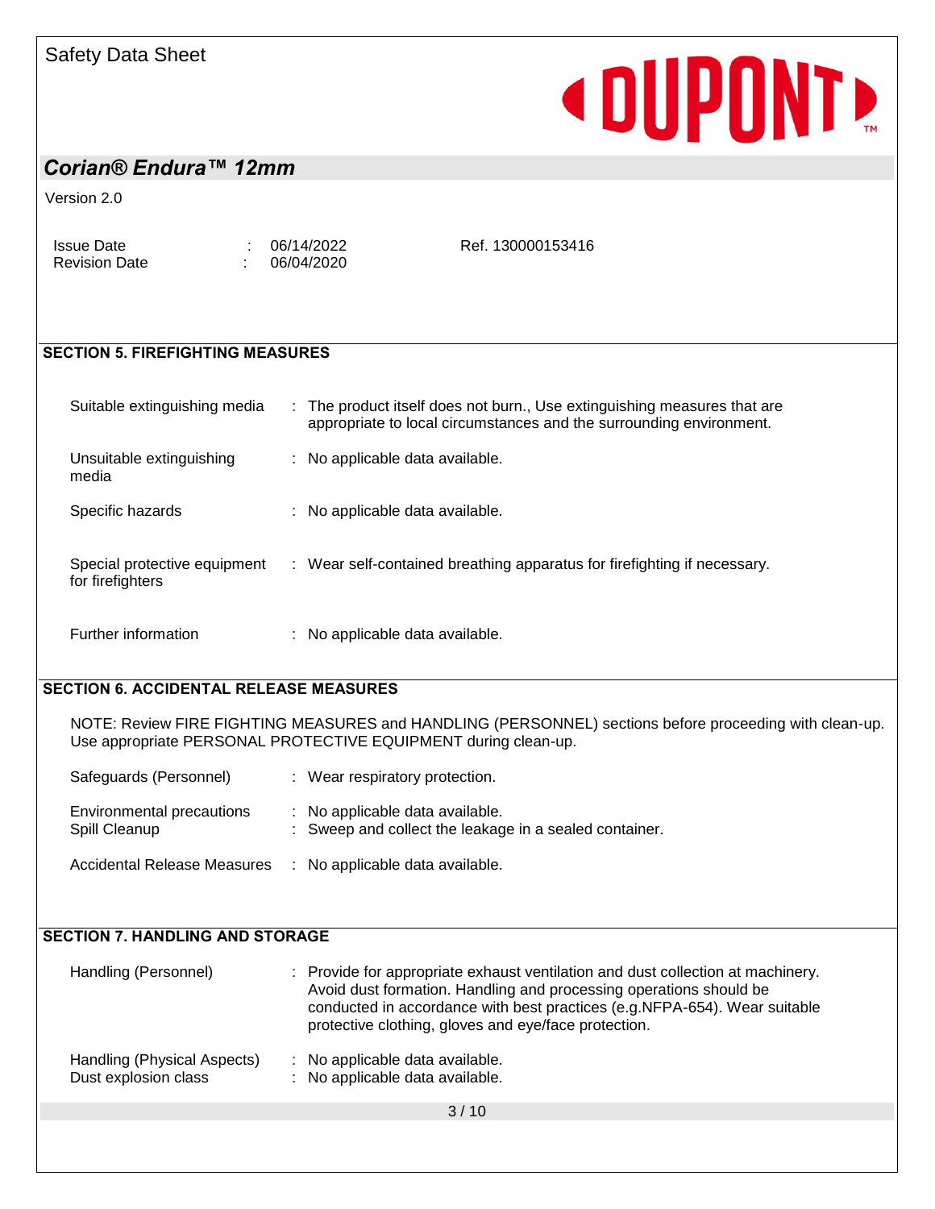## SECTION 5. FIREFIGHTING MEASURES

| | |
|---|---|
| Suitable extinguishing media | : The product itself does not burn., Use extinguishing measures that are appropriate to local circumstances and the surrounding environment. |
| Unsuitable extinguishing media | : No applicable data available. |
| Specific hazards | : No applicable data available. |
| Special protective equipment for firefighters | : Wear self-contained breathing apparatus for firefighting if necessary. |
| Further information | : No applicable data available. |

## SECTION 6. ACCIDENTAL RELEASE MEASURES

NOTE: Review FIRE FIGHTING MEASURES and HANDLING (PERSONNEL) sections before proceeding with clean-up. Use appropriate PERSONAL PROTECTIVE EQUIPMENT during clean-up.

| | |
|---|---|
| Safeguards (Personnel) | : Wear respiratory protection. |
| Environmental precautions | : No applicable data available. |
| Spill Cleanup | : Sweep and collect the leakage in a sealed container. |
| Accidental Release Measures | : No applicable data available. |

## SECTION 7. HANDLING AND STORAGE

| | |
|---|---|
| Handling (Personnel) | : Provide for appropriate exhaust ventilation and dust collection at machinery. Avoid dust formation. Handling and processing operations should be conducted in accordance with best practices (e.g.NFPA-654). Wear suitable protective clothing, gloves and eye/face protection. |
| Handling (Physical Aspects) | : No applicable data available. |
| Dust explosion class | : No applicable data available. |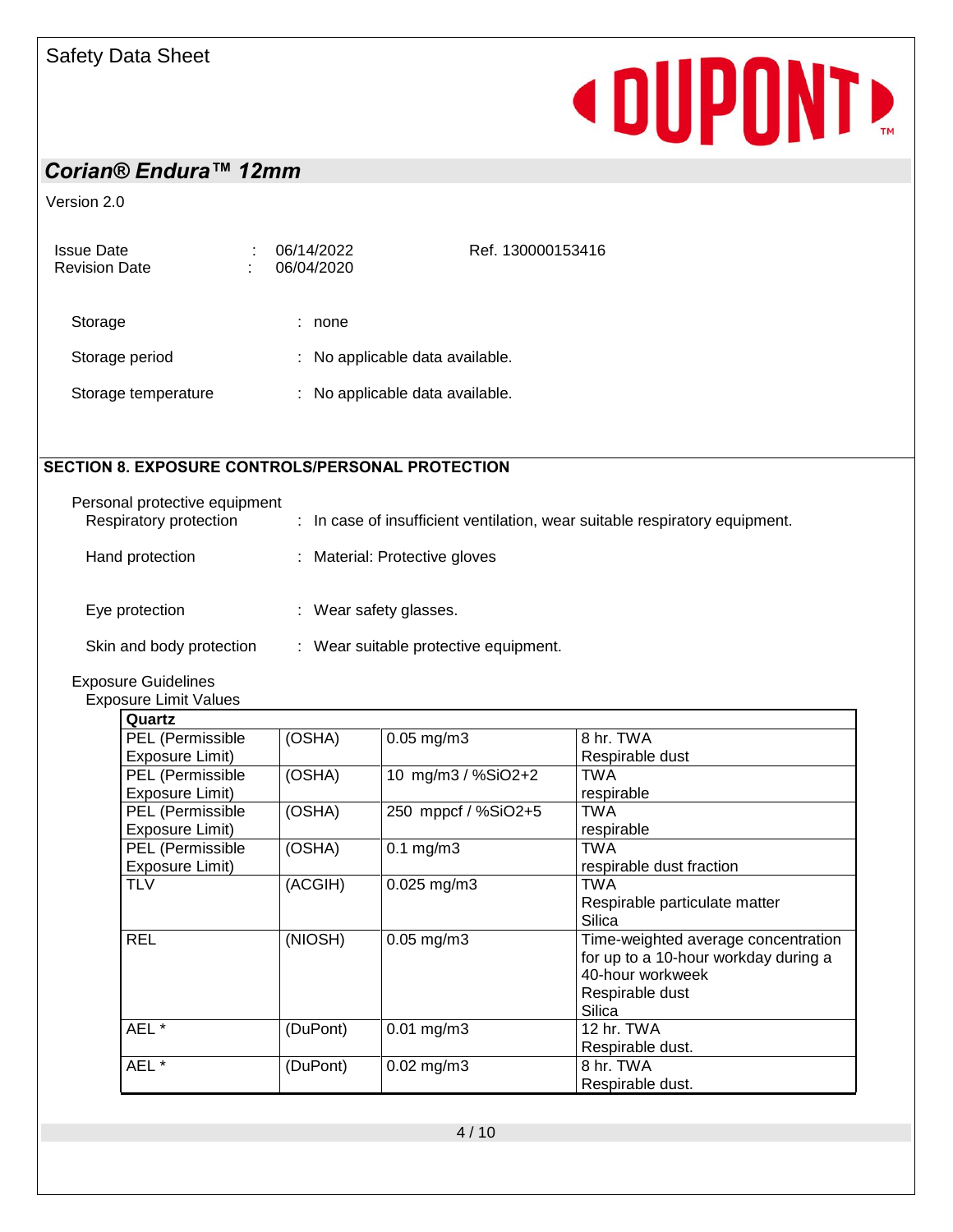Storage : none

Storage period : No applicable data available.

Storage temperature : No applicable data available.

## SECTION 8. EXPOSURE CONTROLS/PERSONAL PROTECTION

Personal protective equipment

- Respiratory protection : In case of insufficient ventilation, wear suitable respiratory equipment.
- Hand protection : Material: Protective gloves
- Eye protection : Wear safety glasses.
- Skin and body protection : Wear suitable protective equipment.

Exposure Guidelines

Exposure Limit Values

| Quartz | | | |
|---|---|---|---|
| PEL (Permissible Exposure Limit) | (OSHA) | 0.05 mg/m3 | 8 hr. TWA<br>Respirable dust |
| PEL (Permissible Exposure Limit) | (OSHA) | 10 mg/m3 / %SiO2+2 | TWA<br>respirable |
| PEL (Permissible Exposure Limit) | (OSHA) | 250 mppcf / %SiO2+5 | TWA<br>respirable |
| PEL (Permissible Exposure Limit) | (OSHA) | 0.1 mg/m3 | TWA<br>respirable dust fraction |
| TLV | (ACGIH) | 0.025 mg/m3 | TWA<br>Respirable particulate matter<br>Silica |
| REL | (NIOSH) | 0.05 mg/m3 | Time-weighted average concentration for up to a 10-hour workday during a 40-hour workweek<br>Respirable dust<br>Silica |
| AEL * | (DuPont) | 0.01 mg/m3 | 12 hr. TWA<br>Respirable dust. |
| AEL * | (DuPont) | 0.02 mg/m3 | 8 hr. TWA<br>Respirable dust. |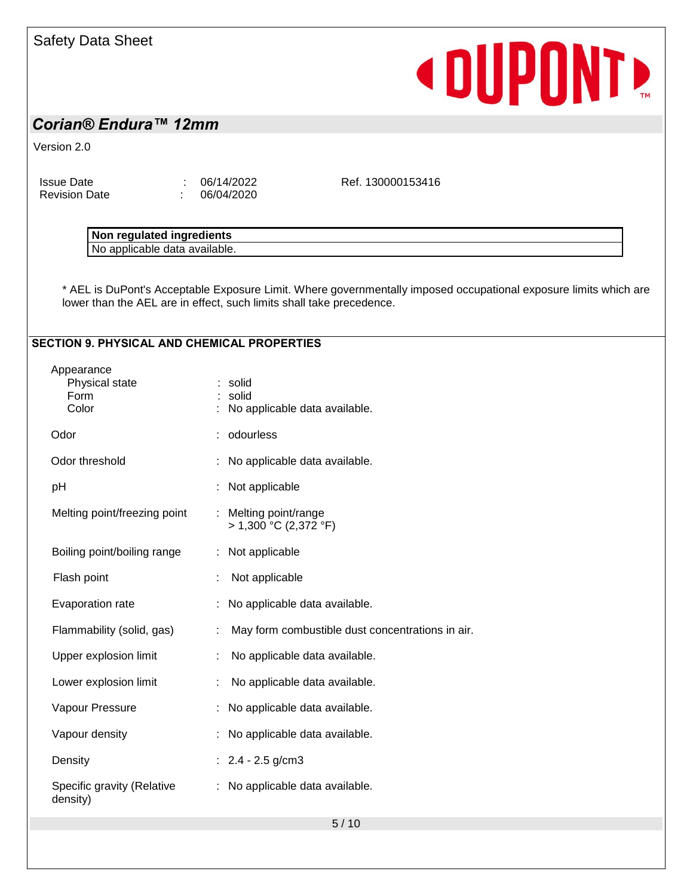| Non regulated ingredients |
| --- |
| No applicable data available. |

* AEL is DuPont's Acceptable Exposure Limit. Where governmentally imposed occupational exposure limits which are lower than the AEL are in effect, such limits shall take precedence.

## SECTION 9. PHYSICAL AND CHEMICAL PROPERTIES

Appearance

- Physical state : solid
- Form : solid
- Color : No applicable data available.

Odor : odourless

Odor threshold : No applicable data available.

pH : Not applicable

Melting point/freezing point : Melting point/range
> 1,300 °C (2,372 °F)

Boiling point/boiling range : Not applicable

Flash point : Not applicable

Evaporation rate : No applicable data available.

Flammability (solid, gas) : May form combustible dust concentrations in air.

Upper explosion limit : No applicable data available.

Lower explosion limit : No applicable data available.

Vapour Pressure : No applicable data available.

Vapour density : No applicable data available.

Density : 2.4 - 2.5 g/cm3

Specific gravity (Relative density) : No applicable data available.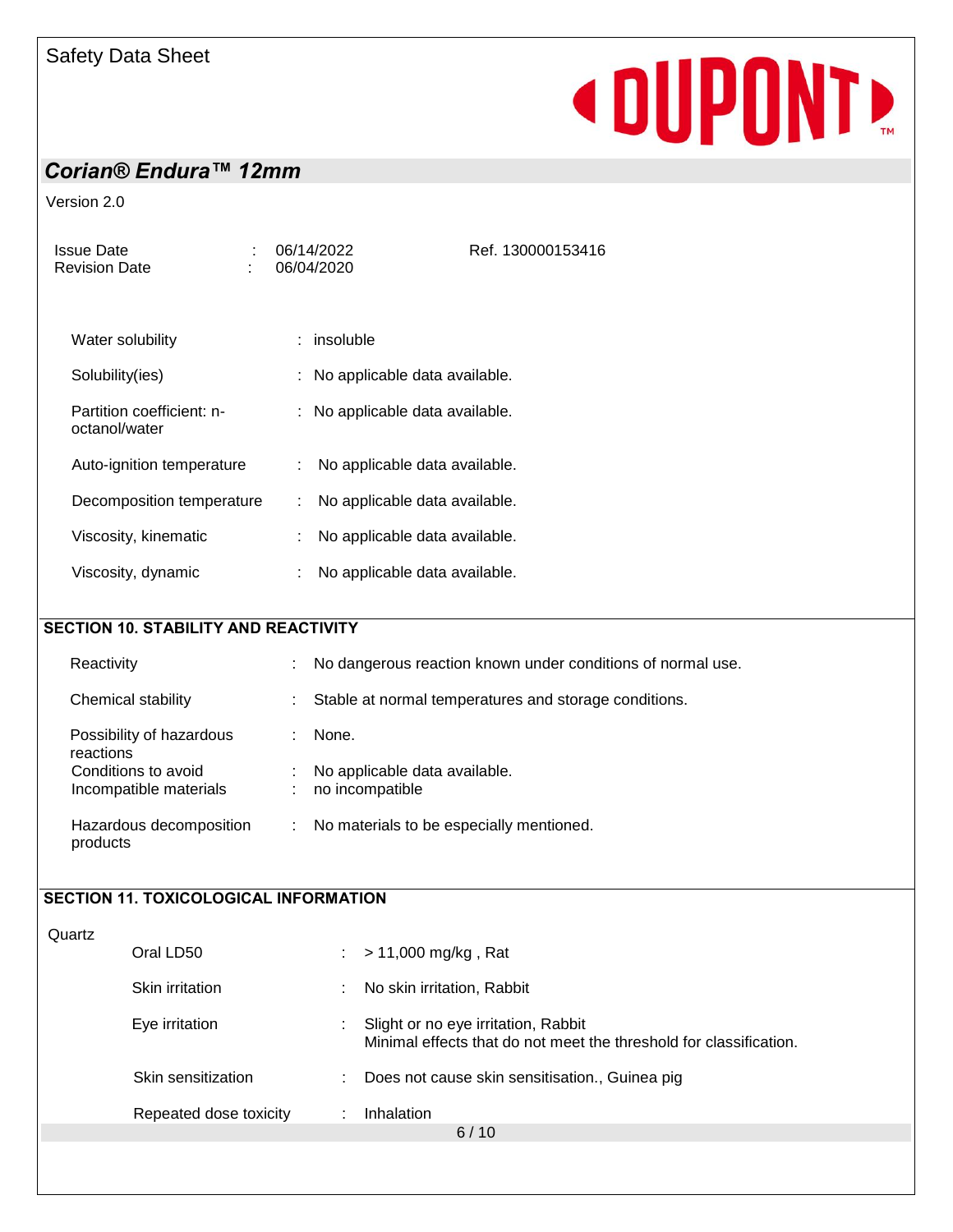| | | |
|---|---|---|
| Water solubility | : | insoluble |
| Solubility(ies) | : | No applicable data available. |
| Partition coefficient: n-octanol/water | : | No applicable data available. |
| Auto-ignition temperature | : | No applicable data available. |
| Decomposition temperature | : | No applicable data available. |
| Viscosity, kinematic | : | No applicable data available. |
| Viscosity, dynamic | : | No applicable data available. |

## SECTION 10. STABILITY AND REACTIVITY

| | | |
|---|---|---|
| Reactivity | : | No dangerous reaction known under conditions of normal use. |
| Chemical stability | : | Stable at normal temperatures and storage conditions. |
| Possibility of hazardous reactions | : | None. |
| Conditions to avoid | : | No applicable data available. |
| Incompatible materials | : | no incompatible |
| Hazardous decomposition products | : | No materials to be especially mentioned. |

## SECTION 11. TOXICOLOGICAL INFORMATION

Quartz

| | | |
|---|---|---|
| Oral LD50 | : | > 11,000 mg/kg , Rat |
| Skin irritation | : | No skin irritation, Rabbit |
| Eye irritation | : | Slight or no eye irritation, Rabbit<br>Minimal effects that do not meet the threshold for classification. |
| Skin sensitization | : | Does not cause skin sensitisation., Guinea pig |
| Repeated dose toxicity | : | Inhalation |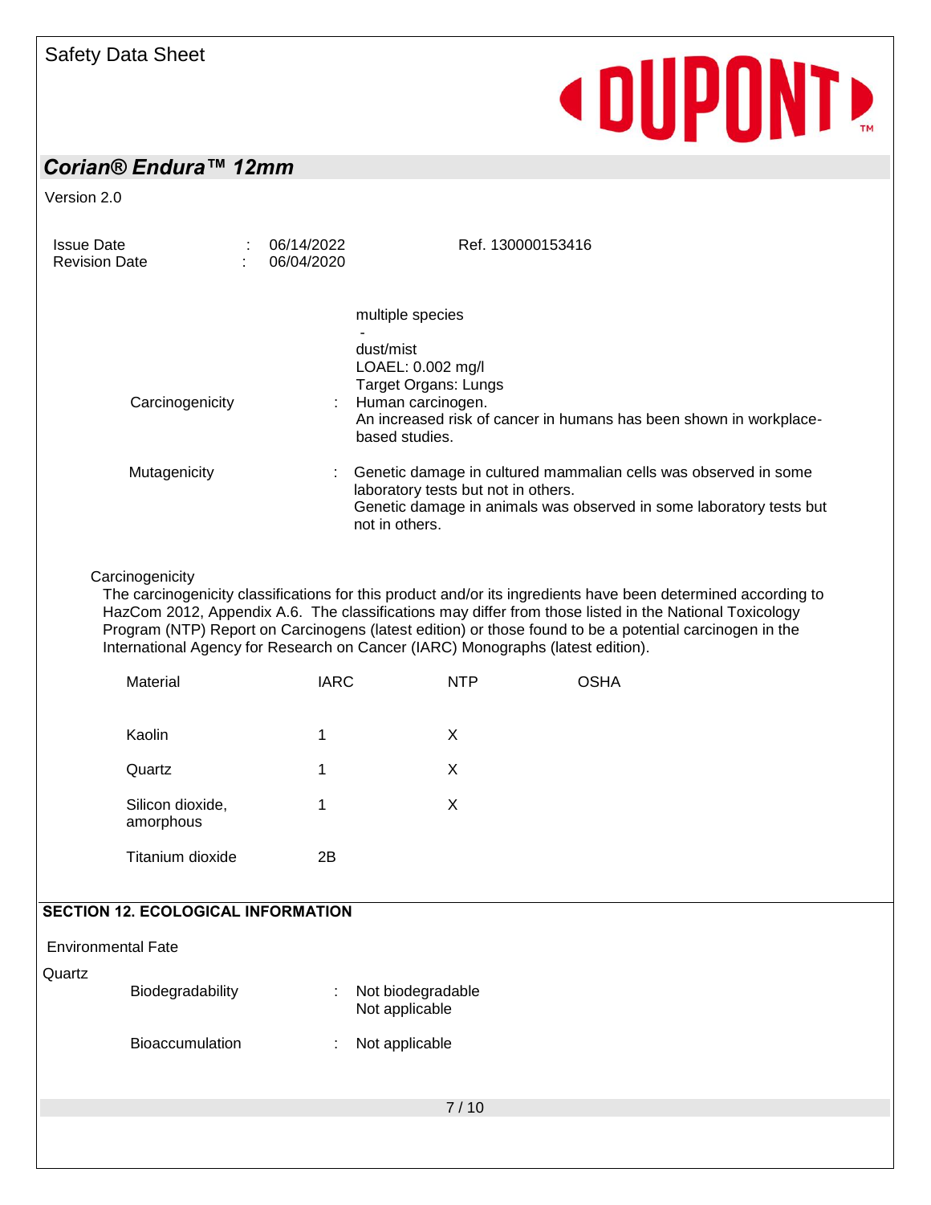multiple species
-
dust/mist
LOAEL: 0.002 mg/l
Target Organs: Lungs

Carcinogenicity : Human carcinogen.
An increased risk of cancer in humans has been shown in workplace-based studies.

Mutagenicity : Genetic damage in cultured mammalian cells was observed in some laboratory tests but not in others.
Genetic damage in animals was observed in some laboratory tests but not in others.

Carcinogenicity

The carcinogenicity classifications for this product and/or its ingredients have been determined according to HazCom 2012, Appendix A.6. The classifications may differ from those listed in the National Toxicology Program (NTP) Report on Carcinogens (latest edition) or those found to be a potential carcinogen in the International Agency for Research on Cancer (IARC) Monographs (latest edition).

| Material | IARC | NTP | OSHA |
|---|---|---|---|
| Kaolin | 1 | X | |
| Quartz | 1 | X | |
| Silicon dioxide, amorphous | 1 | X | |
| Titanium dioxide | 2B | | |

## SECTION 12. ECOLOGICAL INFORMATION

Environmental Fate

Quartz

Biodegradability : Not biodegradable
Not applicable

Bioaccumulation : Not applicable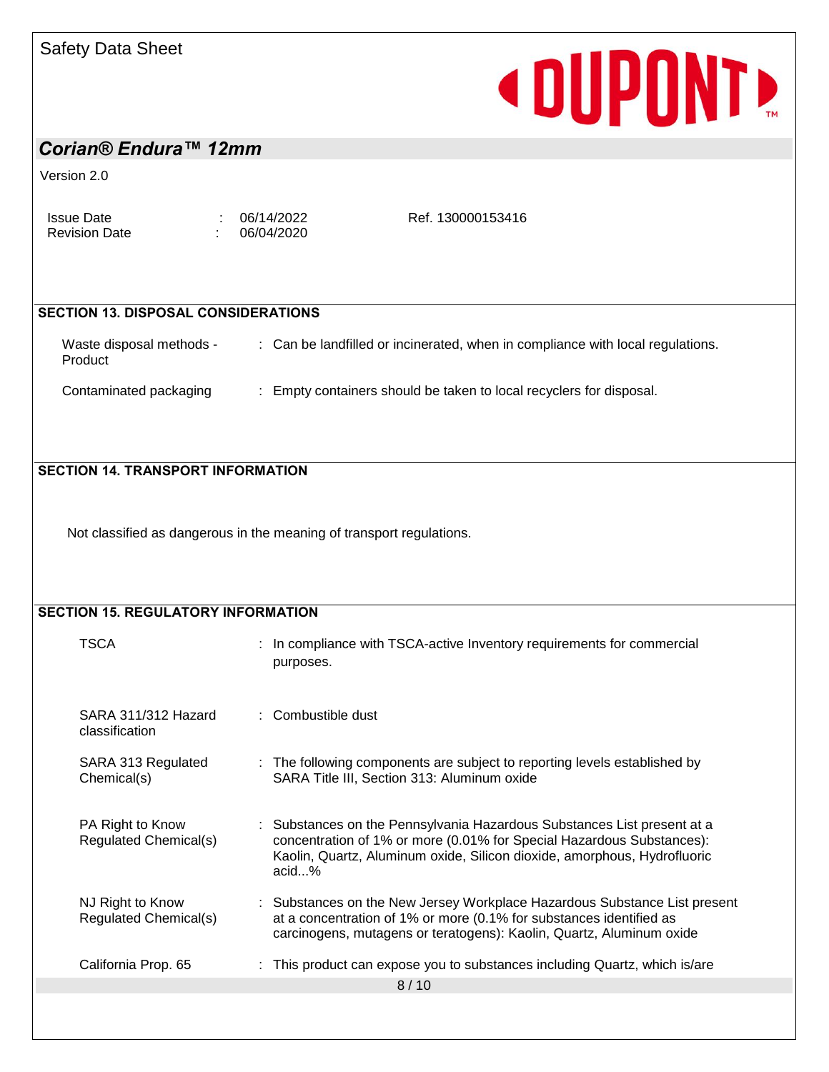## SECTION 13. DISPOSAL CONSIDERATIONS

| | |
|---|---|
| Waste disposal methods - Product | : Can be landfilled or incinerated, when in compliance with local regulations. |
| Contaminated packaging | : Empty containers should be taken to local recyclers for disposal. |

## SECTION 14. TRANSPORT INFORMATION

Not classified as dangerous in the meaning of transport regulations.

## SECTION 15. REGULATORY INFORMATION

| | |
|---|---|
| TSCA | : In compliance with TSCA-active Inventory requirements for commercial purposes. |
| SARA 311/312 Hazard classification | : Combustible dust |
| SARA 313 Regulated Chemical(s) | : The following components are subject to reporting levels established by SARA Title III, Section 313: Aluminum oxide |
| PA Right to Know Regulated Chemical(s) | : Substances on the Pennsylvania Hazardous Substances List present at a concentration of 1% or more (0.01% for Special Hazardous Substances): Kaolin, Quartz, Aluminum oxide, Silicon dioxide, amorphous, Hydrofluoric acid...% |
| NJ Right to Know Regulated Chemical(s) | : Substances on the New Jersey Workplace Hazardous Substance List present at a concentration of 1% or more (0.1% for substances identified as carcinogens, mutagens or teratogens): Kaolin, Quartz, Aluminum oxide |
| California Prop. 65 | : This product can expose you to substances including Quartz, which is/are |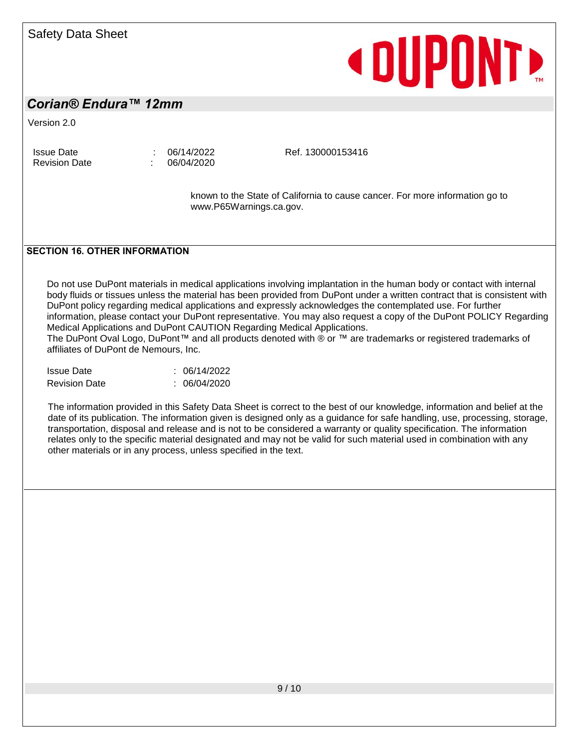known to the State of California to cause cancer. For more information go to www.P65Warnings.ca.gov.

## SECTION 16. OTHER INFORMATION

Do not use DuPont materials in medical applications involving implantation in the human body or contact with internal body fluids or tissues unless the material has been provided from DuPont under a written contract that is consistent with DuPont policy regarding medical applications and expressly acknowledges the contemplated use. For further information, please contact your DuPont representative. You may also request a copy of the DuPont POLICY Regarding Medical Applications and DuPont CAUTION Regarding Medical Applications.
The DuPont Oval Logo, DuPont™ and all products denoted with ® or ™ are trademarks or registered trademarks of affiliates of DuPont de Nemours, Inc.

Issue Date : 06/14/2022
Revision Date : 06/04/2020

The information provided in this Safety Data Sheet is correct to the best of our knowledge, information and belief at the date of its publication. The information given is designed only as a guidance for safe handling, use, processing, storage, transportation, disposal and release and is not to be considered a warranty or quality specification. The information relates only to the specific material designated and may not be valid for such material used in combination with any other materials or in any process, unless specified in the text.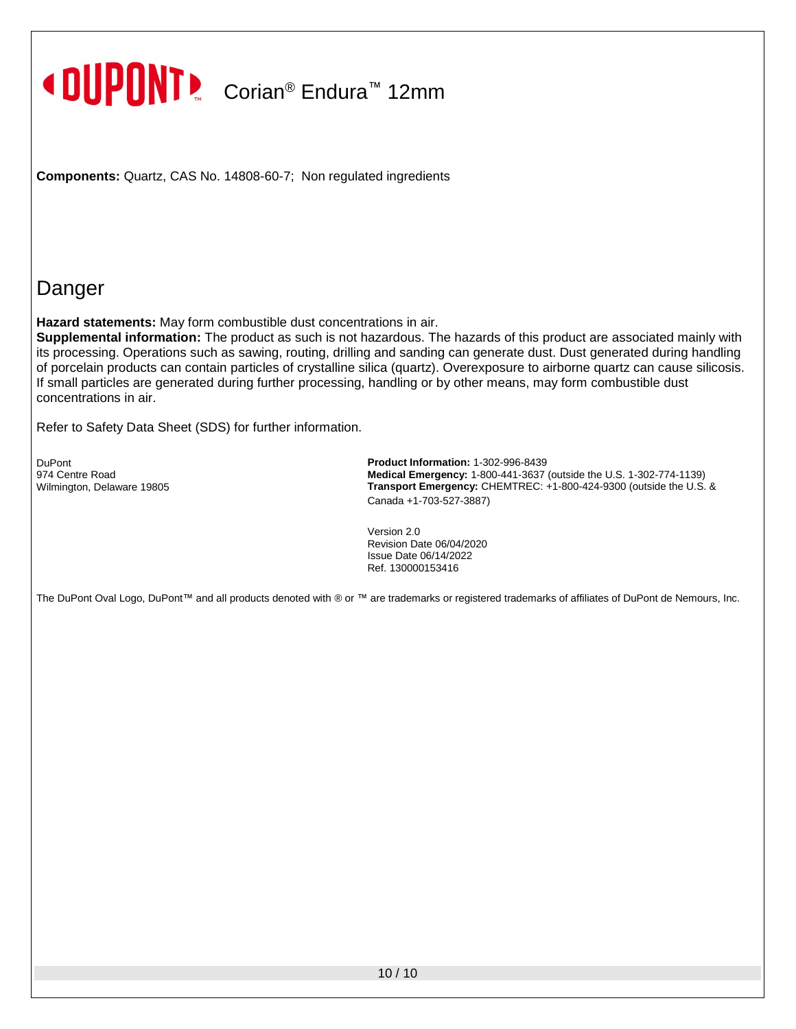# DUPONT Corian® Endura™ 12mm

**Components:** Quartz, CAS No. 14808-60-7;  Non regulated ingredients

## Danger

**Hazard statements:** May form combustible dust concentrations in air.
**Supplemental information:** The product as such is not hazardous. The hazards of this product are associated mainly with its processing. Operations such as sawing, routing, drilling and sanding can generate dust. Dust generated during handling of porcelain products can contain particles of crystalline silica (quartz). Overexposure to airborne quartz can cause silicosis. If small particles are generated during further processing, handling or by other means, may form combustible dust concentrations in air.

Refer to Safety Data Sheet (SDS) for further information.

DuPont
974 Centre Road
Wilmington, Delaware 19805

**Product Information:** 1-302-996-8439
**Medical Emergency:** 1-800-441-3637 (outside the U.S. 1-302-774-1139)
**Transport Emergency:** CHEMTREC: +1-800-424-9300 (outside the U.S. & Canada +1-703-527-3887)

Version 2.0
Revision Date 06/04/2020
Issue Date 06/14/2022
Ref. 130000153416

The DuPont Oval Logo, DuPont™ and all products denoted with ® or ™ are trademarks or registered trademarks of affiliates of DuPont de Nemours, Inc.